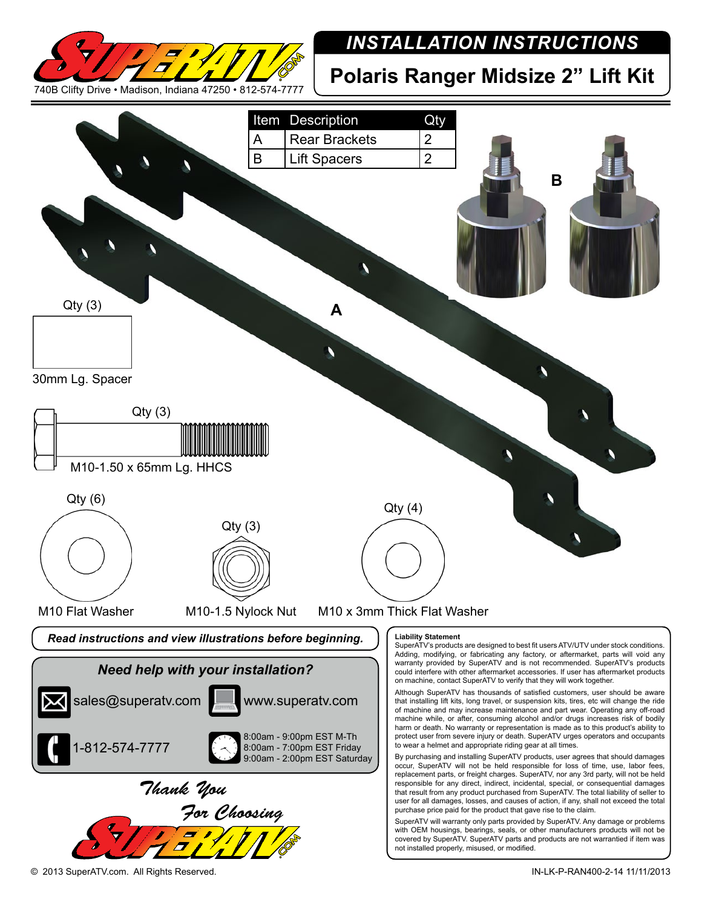740B Clifty Drive • Madison, Indiana 47250 • 812-574-7777

# INSTALLATION INSTRUCTIONS

## Polaris Ranger Midsize 2" Lift Kit

| Item | Description | Qty |
|---|---|---|
| A | Rear Brackets | 2 |
| B | Lift Spacers | 2 |

B

A

Qty (3)

30mm Lg. Spacer

Qty (3)

M10-1.50 x 65mm Lg. HHCS

Qty (6)

M10 Flat Washer

Qty (3)

M10-1.5 Nylock Nut

Qty (4)

M10 x 3mm Thick Flat Washer

***Read instructions and view illustrations before beginning.***

### *Need help with your installation?*

sales@superatv.com

www.superatv.com

1-812-574-7777

8:00am - 9:00pm EST M-Th
8:00am - 7:00pm EST Friday
9:00am - 2:00pm EST Saturday

*Thank You For Choosing SuperATV.com*

**Liability Statement**

SuperATV's products are designed to best fit users ATV/UTV under stock conditions. Adding, modifying, or fabricating any factory, or aftermarket, parts will void any warranty provided by SuperATV and is not recommended. SuperATV's products could interfere with other aftermarket accessories. If user has aftermarket products on machine, contact SuperATV to verify that they will work together.

Although SuperATV has thousands of satisfied customers, user should be aware that installing lift kits, long travel, or suspension kits, tires, etc will change the ride of machine and may increase maintenance and part wear. Operating any off-road machine while, or after, consuming alcohol and/or drugs increases risk of bodily harm or death. No warranty or representation is made as to this product's ability to protect user from severe injury or death. SuperATV urges operators and occupants to wear a helmet and appropriate riding gear at all times.

By purchasing and installing SuperATV products, user agrees that should damages occur, SuperATV will not be held responsible for loss of time, use, labor fees, replacement parts, or freight charges. SuperATV, nor any 3rd party, will not be held responsible for any direct, indirect, incidental, special, or consequential damages that result from any product purchased from SuperATV. The total liability of seller to user for all damages, losses, and causes of action, if any, shall not exceed the total purchase price paid for the product that gave rise to the claim.

SuperATV will warranty only parts provided by SuperATV. Any damage or problems with OEM housings, bearings, seals, or other manufacturers products will not be covered by SuperATV. SuperATV parts and products are not warrantied if item was not installed properly, misused, or modified.

© 2013 SuperATV.com. All Rights Reserved.

IN-LK-P-RAN400-2-14 11/11/2013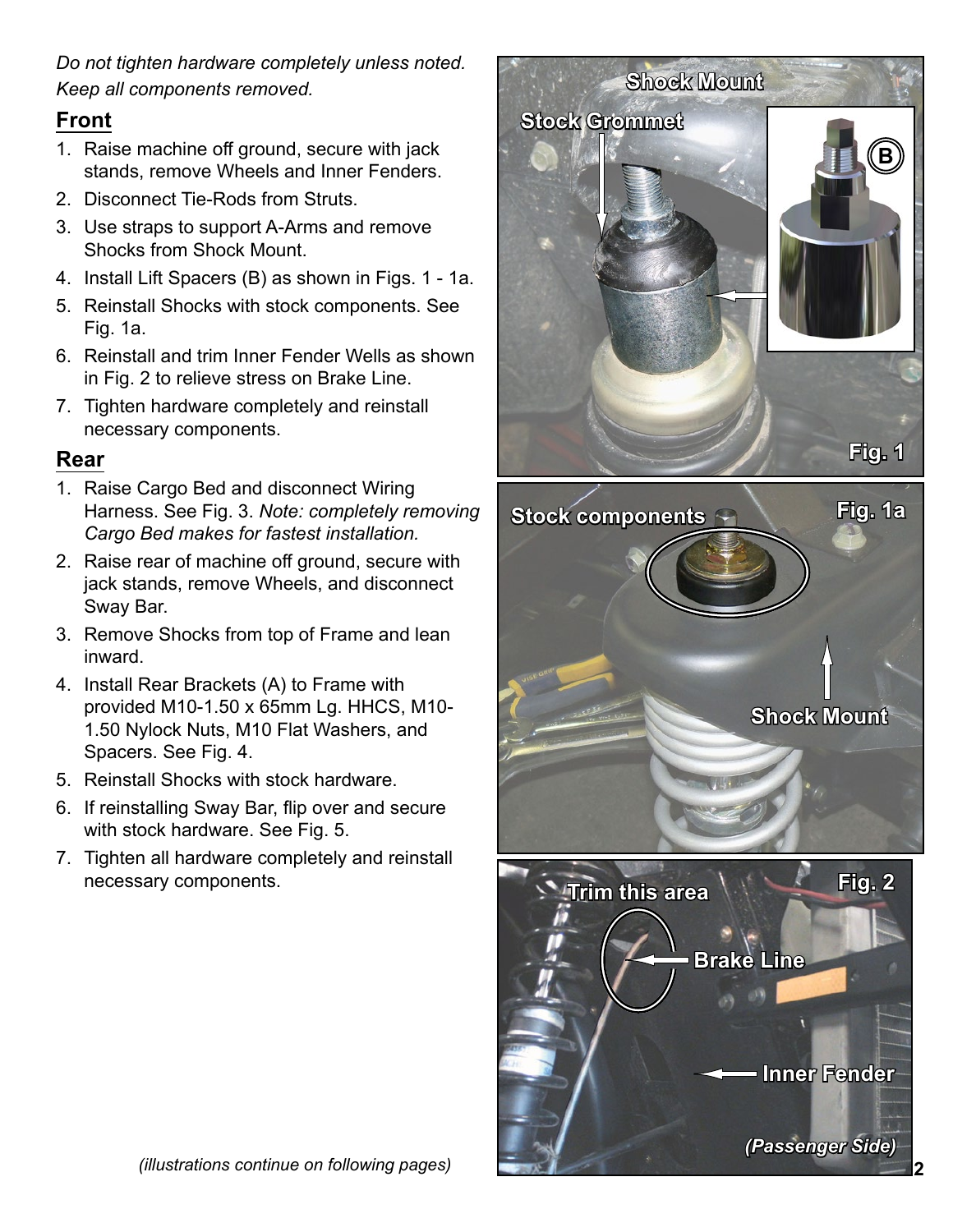*Do not tighten hardware completely unless noted. Keep all components removed.*

## Front

1. Raise machine off ground, secure with jack stands, remove Wheels and Inner Fenders.
2. Disconnect Tie-Rods from Struts.
3. Use straps to support A-Arms and remove Shocks from Shock Mount.
4. Install Lift Spacers (B) as shown in Figs. 1 - 1a.
5. Reinstall Shocks with stock components. See Fig. 1a.
6. Reinstall and trim Inner Fender Wells as shown in Fig. 2 to relieve stress on Brake Line.
7. Tighten hardware completely and reinstall necessary components.

## Rear

1. Raise Cargo Bed and disconnect Wiring Harness. See Fig. 3. *Note: completely removing Cargo Bed makes for fastest installation.*
2. Raise rear of machine off ground, secure with jack stands, remove Wheels, and disconnect Sway Bar.
3. Remove Shocks from top of Frame and lean inward.
4. Install Rear Brackets (A) to Frame with provided M10-1.50 x 65mm Lg. HHCS, M10-1.50 Nylock Nuts, M10 Flat Washers, and Spacers. See Fig. 4.
5. Reinstall Shocks with stock hardware.
6. If reinstalling Sway Bar, flip over and secure with stock hardware. See Fig. 5.
7. Tighten all hardware completely and reinstall necessary components.

*(illustrations continue on following pages)*

Shock Mount

Stock Grommet

B

Fig. 1

Stock components

Shock Mount

Fig. 1a

Trim this area

Brake Line

Inner Fender

*(Passenger Side)*

Fig. 2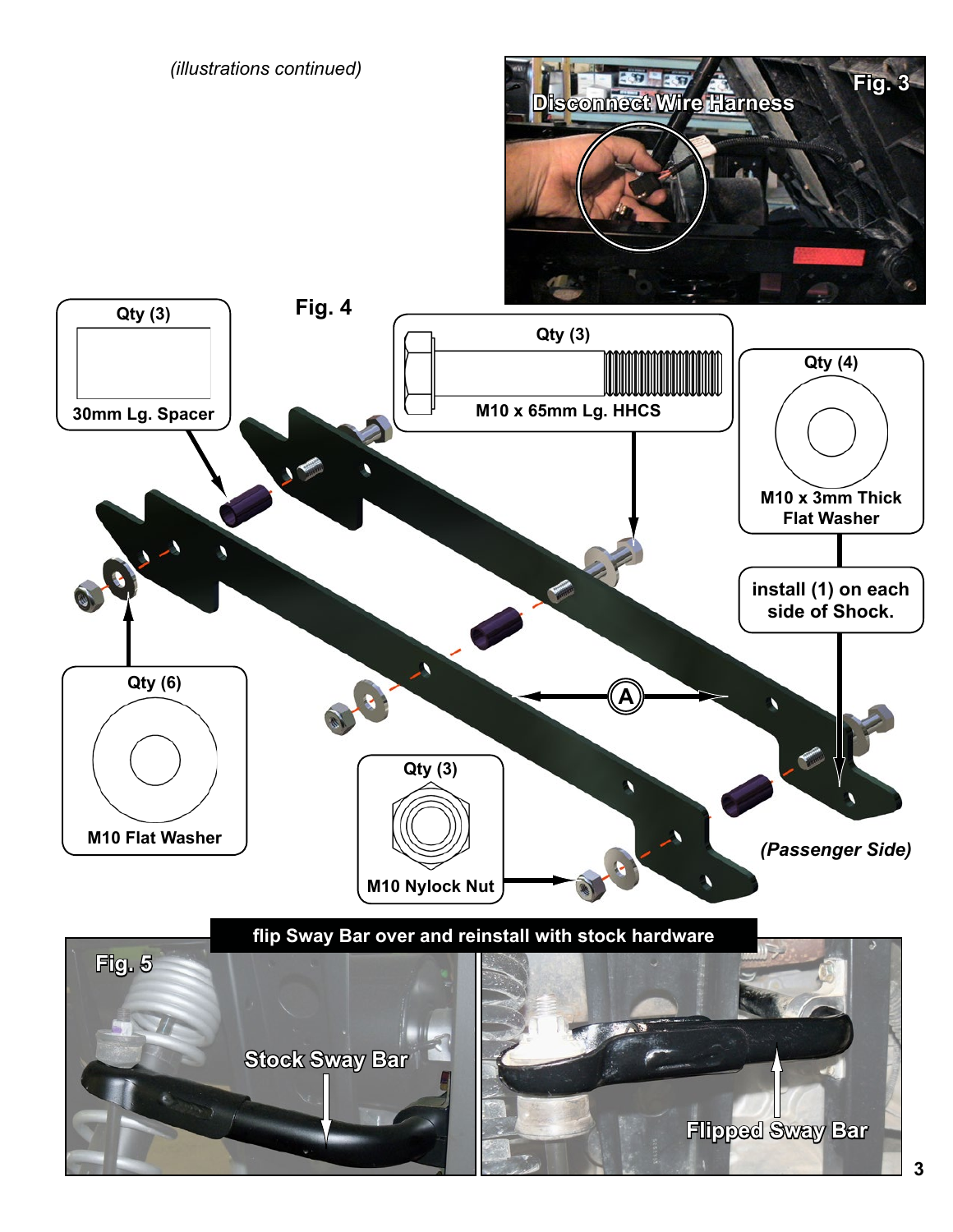*(illustrations continued)*

Fig. 3

Disconnect Wire Harness

Fig. 4

Qty (3)
30mm Lg. Spacer

Qty (3)
M10 x 65mm Lg. HHCS

Qty (4)
M10 x 3mm Thick Flat Washer

install (1) on each side of Shock.

Qty (6)
M10 Flat Washer

A

Qty (3)
M10 Nylock Nut

*(Passenger Side)*

flip Sway Bar over and reinstall with stock hardware

Fig. 5

Stock Sway Bar

Flipped Sway Bar